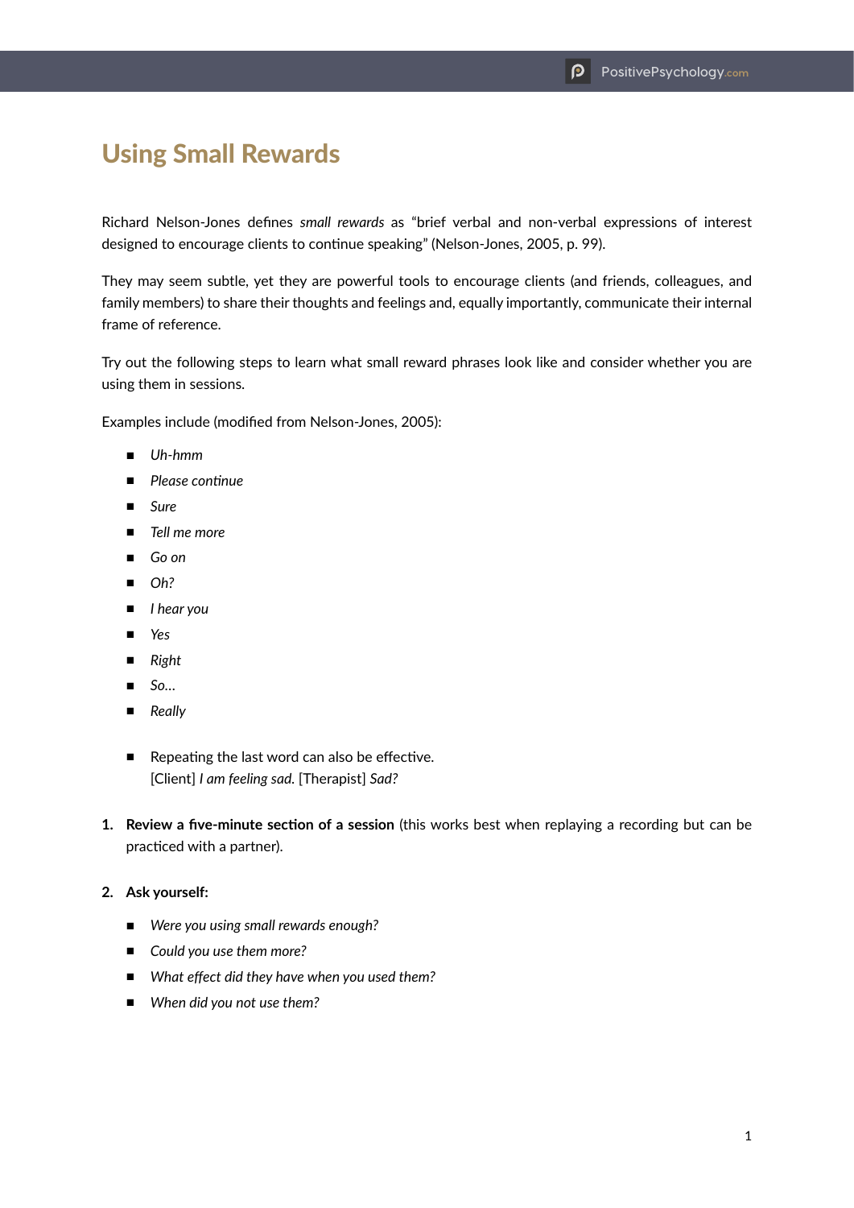# Using Small Rewards

Richard Nelson-Jones defines *small rewards* as "brief verbal and non-verbal expressions of interest designed to encourage clients to continue speaking" (Nelson-Jones, 2005, p. 99).

They may seem subtle, yet they are powerful tools to encourage clients (and friends, colleagues, and family members) to share their thoughts and feelings and, equally importantly, communicate their internal frame of reference.

Try out the following steps to learn what small reward phrases look like and consider whether you are using them in sessions.

Examples include (modified from Nelson-Jones, 2005):

- *Uh-hmm*
- *Please continue*
- *Sure*
- *Tell me more*
- *Go on*
- *Oh?*
- *I hear you*
- *Yes*
- *Right*
- *So…*
- *Really*

- Repeating the last word can also be effective.
  [Client] *I am feeling sad.* [Therapist] *Sad?*

1. **Review a five-minute section of a session** (this works best when replaying a recording but can be practiced with a partner).

2. **Ask yourself:**
   - *Were you using small rewards enough?*
   - *Could you use them more?*
   - *What effect did they have when you used them?*
   - *When did you not use them?*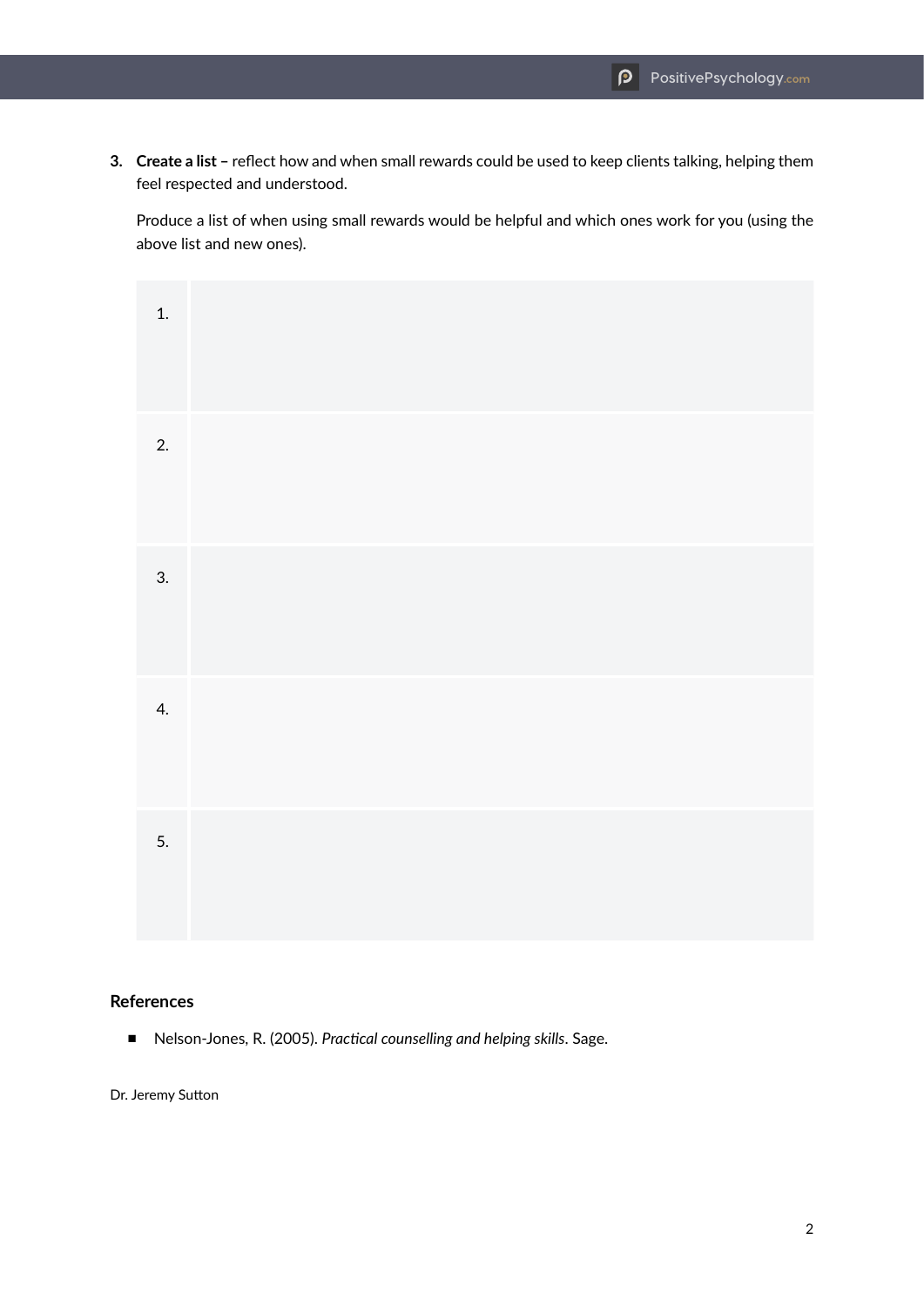3. **Create a list –** reflect how and when small rewards could be used to keep clients talking, helping them feel respected and understood.

   Produce a list of when using small rewards would be helpful and which ones work for you (using the above list and new ones).

| | |
|---|---|
| 1. | |
| 2. | |
| 3. | |
| 4. | |
| 5. | |

## References

- Nelson-Jones, R. (2005). *Practical counselling and helping skills*. Sage.

Dr. Jeremy Sutton